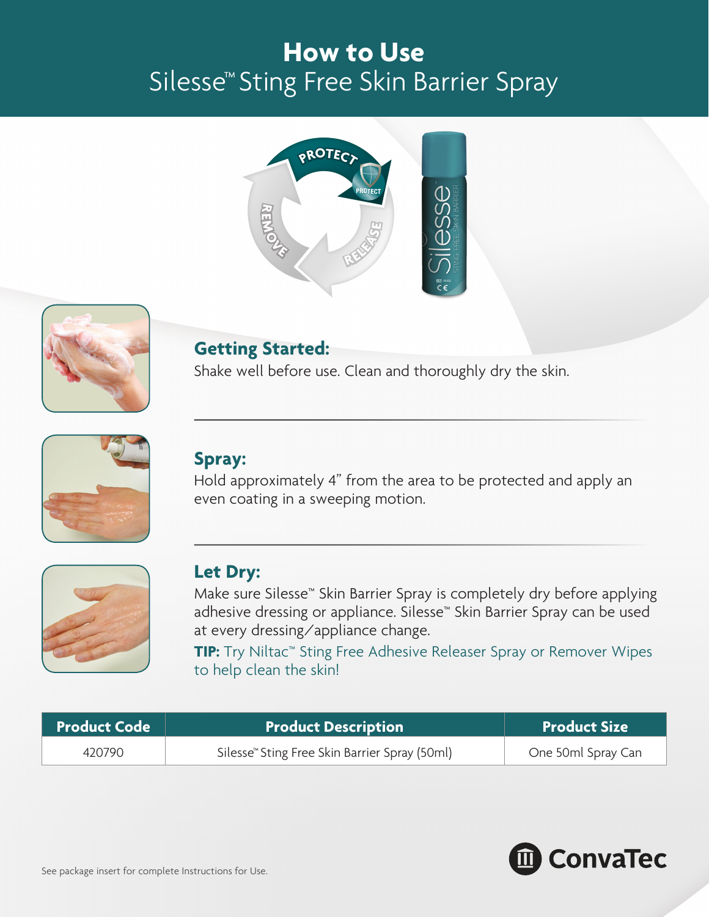# How to Use

## Silesse™ Sting Free Skin Barrier Spray

### Getting Started:

Shake well before use. Clean and thoroughly dry the skin.

### Spray:

Hold approximately 4” from the area to be protected and apply an even coating in a sweeping motion.

### Let Dry:

Make sure Silesse™ Skin Barrier Spray is completely dry before applying adhesive dressing or appliance. Silesse™ Skin Barrier Spray can be used at every dressing/appliance change.

**TIP:** Try Niltac™ Sting Free Adhesive Releaser Spray or Remover Wipes to help clean the skin!

| Product Code | Product Description | Product Size |
|---|---|---|
| 420790 | Silesse™ Sting Free Skin Barrier Spray (50ml) | One 50ml Spray Can |

See package insert for complete Instructions for Use.

ConvaTec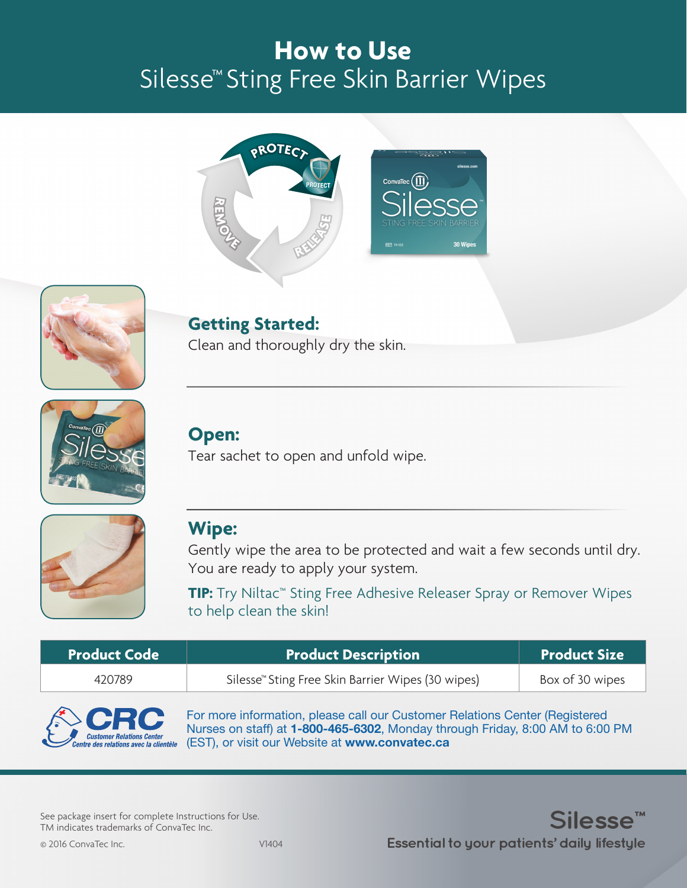# How to Use

## Silesse™ Sting Free Skin Barrier Wipes

### Getting Started:

Clean and thoroughly dry the skin.

### Open:

Tear sachet to open and unfold wipe.

### Wipe:

Gently wipe the area to be protected and wait a few seconds until dry. You are ready to apply your system.

**TIP:** Try Niltac™ Sting Free Adhesive Releaser Spray or Remover Wipes to help clean the skin!

| Product Code | Product Description | Product Size |
|---|---|---|
| 420789 | Silesse™ Sting Free Skin Barrier Wipes (30 wipes) | Box of 30 wipes |

CRC Customer Relations Center / Centre des relations avec la clientèle

For more information, please call our Customer Relations Center (Registered Nurses on staff) at **1-800-465-6302**, Monday through Friday, 8:00 AM to 6:00 PM (EST), or visit our Website at **www.convatec.ca**

See package insert for complete Instructions for Use.
TM indicates trademarks of ConvaTec Inc.

© 2016 ConvaTec Inc. V1404

**Silesse™**
Essential to your patients' daily lifestyle